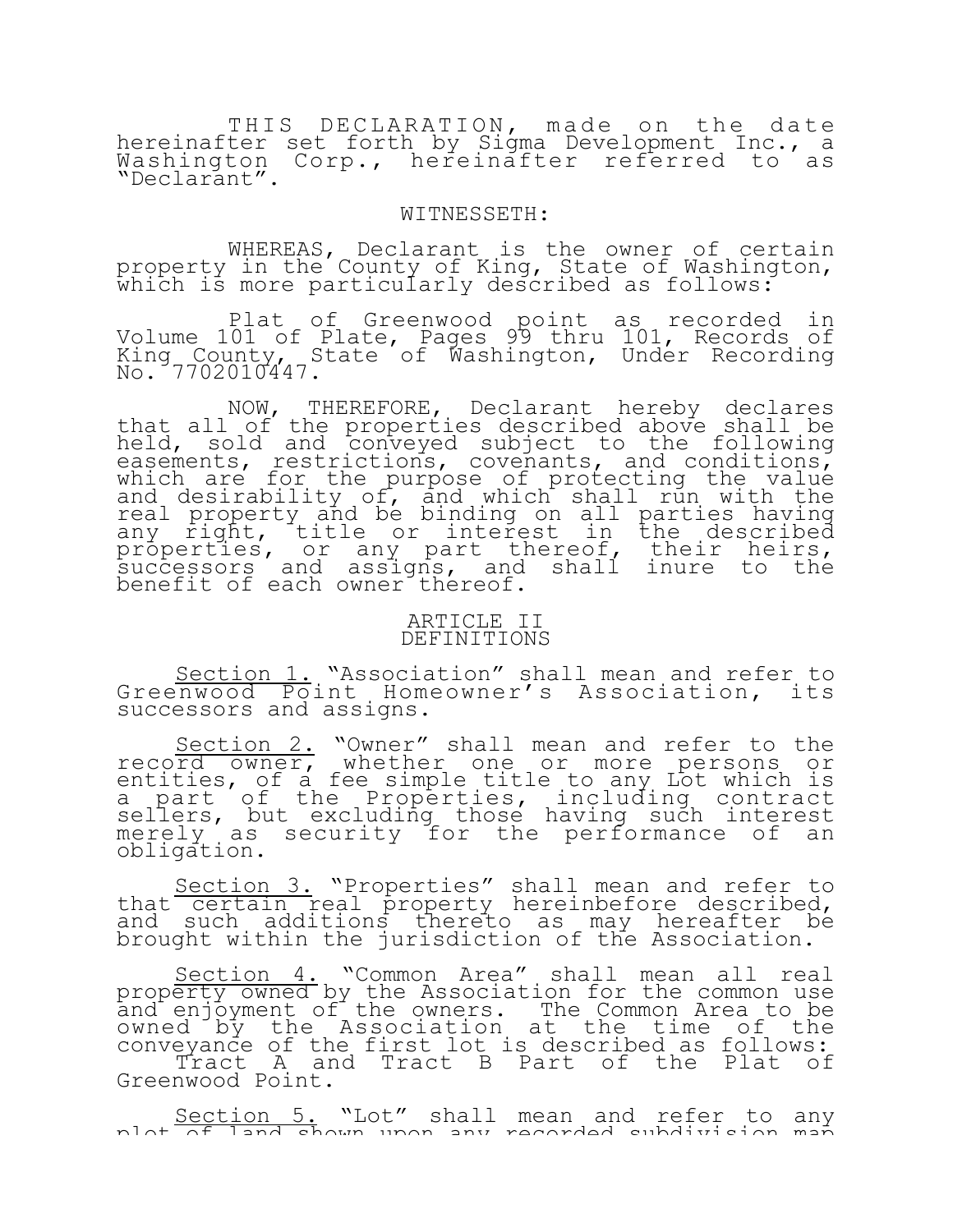THIS DECLARATION, made on the date hereinafter set forth by Sigma Development Inc., a Washington Corp., hereinafter referred to as "Declarant".

WITNESSETH:

WHEREAS, Declarant is the owner of certain property in the County of King, State of Washington, which is more particularly described as follows:

Plat of Greenwood point as recorded in Volume 101 of Plate, Pages 99 thru 101, Records of King County, State of Washington, Under Recording No. 7702010447.

NOW, THEREFORE, Declarant hereby declares that all of the properties described above shall be held, sold and conveyed subject to the following easements, restrictions, covenants, and conditions, which are for the purpose of protecting the value and desirability of, and which shall run with the real property and be binding on all parties having any right, title or interest in the described properties, or any part thereof, their heirs, successors and assigns, and shall inure to the benefit of each owner thereof.

## ARTICLE II
## DEFINITIONS

Section 1. "Association" shall mean and refer to Greenwood Point Homeowner's Association, its successors and assigns.

Section 2. "Owner" shall mean and refer to the record owner, whether one or more persons or entities, of a fee simple title to any Lot which is a part of the Properties, including contract sellers, but excluding those having such interest merely as security for the performance of an obligation.

Section 3. "Properties" shall mean and refer to that certain real property hereinbefore described, and such additions thereto as may hereafter be brought within the jurisdiction of the Association.

Section 4. "Common Area" shall mean all real property owned by the Association for the common use and enjoyment of the owners. The Common Area to be owned by the Association at the time of the conveyance of the first lot is described as follows: Tract A and Tract B Part of the Plat of Greenwood Point.

Section 5. "Lot" shall mean and refer to any plot of land shown upon any recorded subdivision map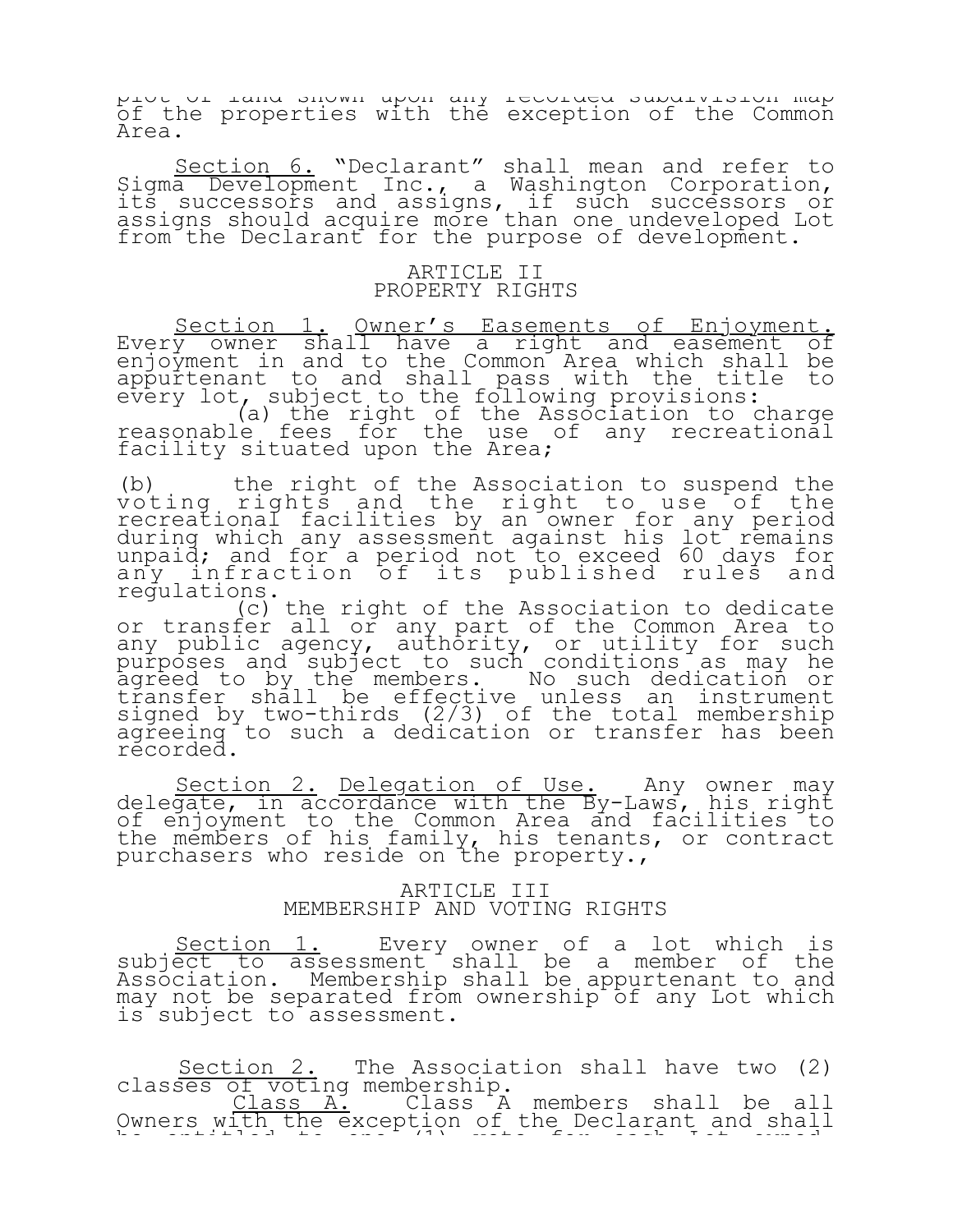plot of land shown upon any recorded subdivision map of the properties with the exception of the Common Area.

Section 6. "Declarant" shall mean and refer to Sigma Development Inc., a Washington Corporation, its successors and assigns, if such successors or assigns should acquire more than one undeveloped Lot from the Declarant for the purpose of development.

## ARTICLE II
## PROPERTY RIGHTS

Section 1. Owner's Easements of Enjoyment. Every owner shall have a right and easement of enjoyment in and to the Common Area which shall be appurtenant to and shall pass with the title to every lot, subject to the following provisions:

(a) the right of the Association to charge reasonable fees for the use of any recreational facility situated upon the Area;

(b) the right of the Association to suspend the voting rights and the right to use of the recreational facilities by an owner for any period during which any assessment against his lot remains unpaid; and for a period not to exceed 60 days for any infraction of its published rules and regulations.

(c) the right of the Association to dedicate or transfer all or any part of the Common Area to any public agency, authority, or utility for such purposes and subject to such conditions as may he agreed to by the members. No such dedication or transfer shall be effective unless an instrument signed by two-thirds (2/3) of the total membership agreeing to such a dedication or transfer has been recorded.

Section 2. Delegation of Use. Any owner may delegate, in accordance with the By-Laws, his right of enjoyment to the Common Area and facilities to the members of his family, his tenants, or contract purchasers who reside on the property.,

## ARTICLE III
## MEMBERSHIP AND VOTING RIGHTS

Section 1. Every owner of a lot which is subject to assessment shall be a member of the Association. Membership shall be appurtenant to and may not be separated from ownership of any Lot which is subject to assessment.

Section 2. The Association shall have two (2) classes of voting membership.

Class A. Class A members shall be all Owners with the exception of the Declarant and shall be entitled to one (1) vote for each Lot owned.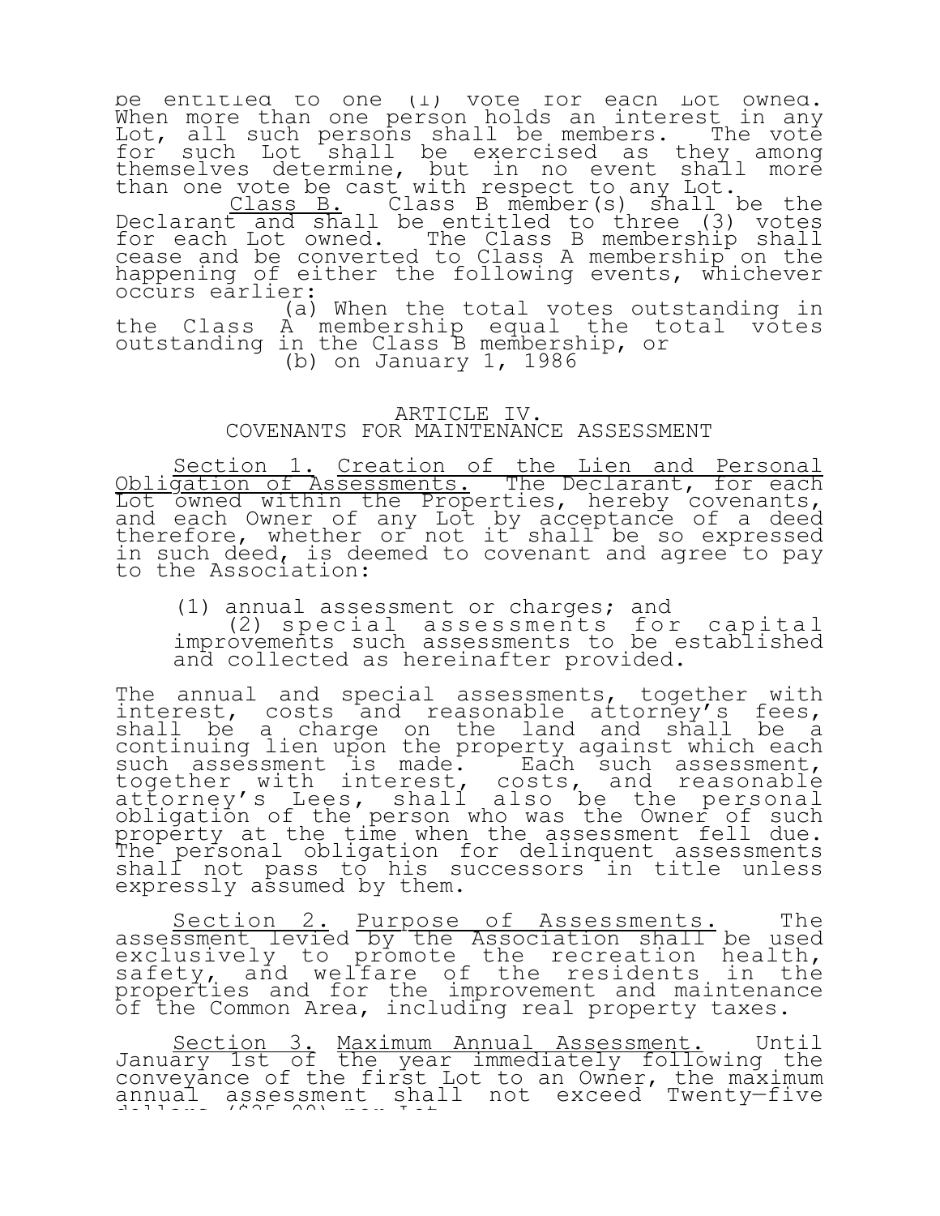be entitled to one (1) vote for each Lot owned. When more than one person holds an interest in any Lot, all such persons shall be members. The vote for such Lot shall be exercised as they among themselves determine, but in no event shall more than one vote be cast with respect to any Lot.

<u>Class B.</u> Class B member(s) shall be the Declarant and shall be entitled to three (3) votes for each Lot owned. The Class B membership shall cease and be converted to Class A membership on the happening of either the following events, whichever occurs earlier:

(a) When the total votes outstanding in the Class A membership equal the total votes outstanding in the Class B membership, or

(b) on January 1, 1986

## ARTICLE IV.
## COVENANTS FOR MAINTENANCE ASSESSMENT

<u>Section 1.</u> <u>Creation of the Lien and Personal Obligation of Assessments.</u> The Declarant, for each Lot owned within the Properties, hereby covenants, and each Owner of any Lot by acceptance of a deed therefore, whether or not it shall be so expressed in such deed, is deemed to covenant and agree to pay to the Association:

(1) annual assessment or charges; and

(2) special assessments for capital improvements such assessments to be established and collected as hereinafter provided.

The annual and special assessments, together with interest, costs and reasonable attorney's fees, shall be a charge on the land and shall be a continuing lien upon the property against which each such assessment is made. Each such assessment, together with interest, costs, and reasonable attorney's Lees, shall also be the personal obligation of the person who was the Owner of such property at the time when the assessment fell due. The personal obligation for delinquent assessments shall not pass to his successors in title unless expressly assumed by them.

<u>Section 2.</u> <u>Purpose of Assessments.</u> The assessment levied by the Association shall be used exclusively to promote the recreation health, safety, and welfare of the residents in the properties and for the improvement and maintenance of the Common Area, including real property taxes.

<u>Section 3.</u> <u>Maximum Annual Assessment.</u> Until January 1st of the year immediately following the conveyance of the first Lot to an Owner, the maximum annual assessment shall not exceed Twenty-five dollars ($25.00) per Lot.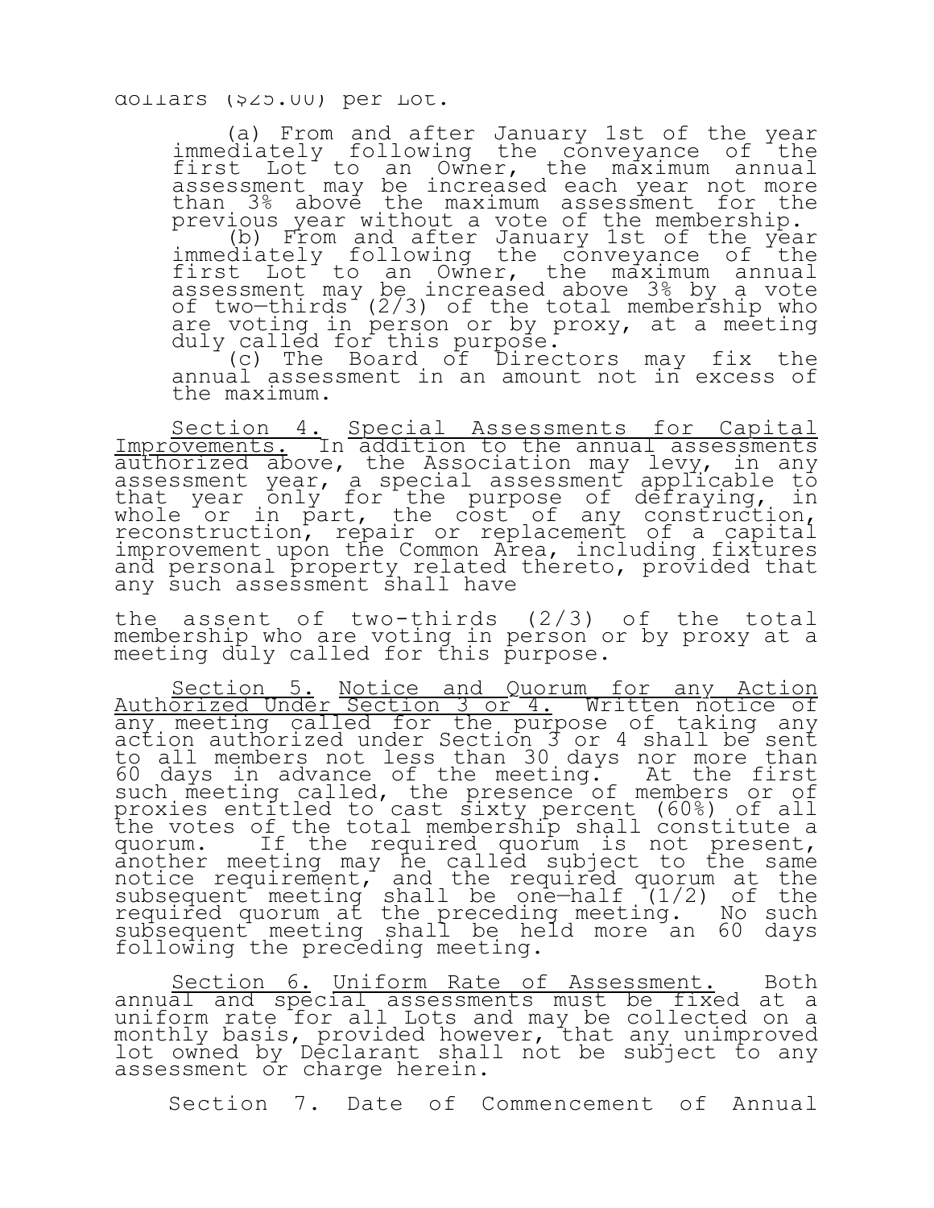dollars ($25.00) per Lot.

(a) From and after January 1st of the year immediately following the conveyance of the first Lot to an Owner, the maximum annual assessment may be increased each year not more than 3% above the maximum assessment for the previous year without a vote of the membership.

(b) From and after January 1st of the year immediately following the conveyance of the first Lot to an Owner, the maximum annual assessment may be increased above 3% by a vote of two—thirds (2/3) of the total membership who are voting in person or by proxy, at a meeting duly called for this purpose.

(c) The Board of Directors may fix the annual assessment in an amount not in excess of the maximum.

<u>Section 4.</u> <u>Special Assessments for Capital Improvements.</u> In addition to the annual assessments authorized above, the Association may levy, in any assessment year, a special assessment applicable to that year only for the purpose of defraying, in whole or in part, the cost of any construction, reconstruction, repair or replacement of a capital improvement upon the Common Area, including fixtures and personal property related thereto, provided that any such assessment shall have

the assent of two-thirds (2/3) of the total membership who are voting in person or by proxy at a meeting duly called for this purpose.

<u>Section 5.</u> <u>Notice and Quorum for any Action Authorized Under Section 3 or 4.</u> Written notice of any meeting called for the purpose of taking any action authorized under Section 3 or 4 shall be sent to all members not less than 30 days nor more than 60 days in advance of the meeting. At the first such meeting called, the presence of members or of proxies entitled to cast sixty percent (60%) of all the votes of the total membership shall constitute a quorum. If the required quorum is not present, another meeting may he called subject to the same notice requirement, and the required quorum at the subsequent meeting shall be one—half (1/2) of the required quorum at the preceding meeting. No such subsequent meeting shall be held more an 60 days following the preceding meeting.

<u>Section 6.</u> <u>Uniform Rate of Assessment.</u> Both annual and special assessments must be fixed at a uniform rate for all Lots and may be collected on a monthly basis, provided however, that any unimproved lot owned by Declarant shall not be subject to any assessment or charge herein.

Section 7. Date of Commencement of Annual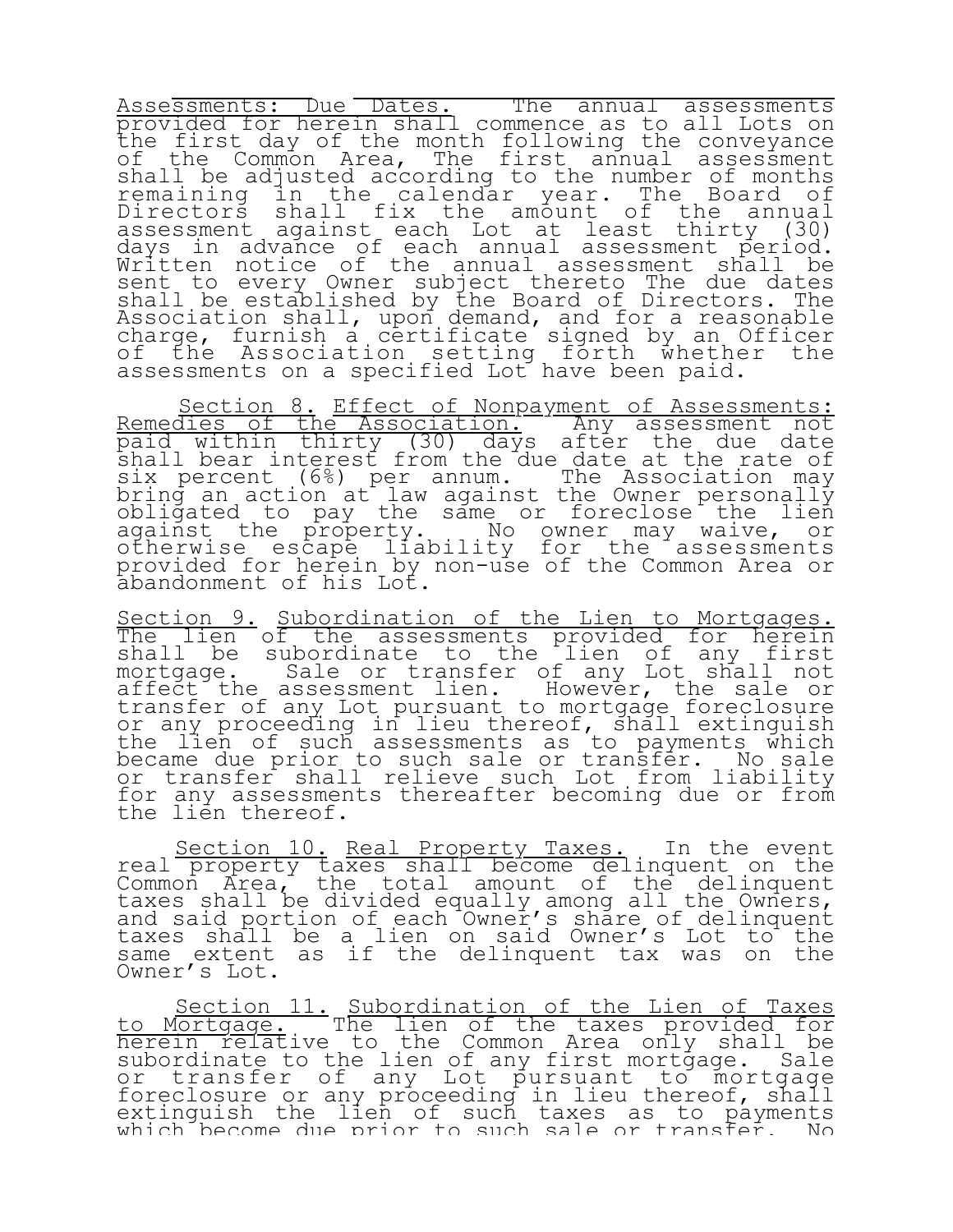Assessments: Due Dates. The annual assessments provided for herein shall commence as to all Lots on the first day of the month following the conveyance of the Common Area, The first annual assessment shall be adjusted according to the number of months remaining in the calendar year. The Board of Directors shall fix the amount of the annual assessment against each Lot at least thirty (30) days in advance of each annual assessment period. Written notice of the annual assessment shall be sent to every Owner subject thereto The due dates shall be established by the Board of Directors. The Association shall, upon demand, and for a reasonable charge, furnish a certificate signed by an Officer of the Association setting forth whether the assessments on a specified Lot have been paid.

Section 8. Effect of Nonpayment of Assessments: Remedies of the Association. Any assessment not paid within thirty (30) days after the due date shall bear interest from the due date at the rate of six percent (6%) per annum. The Association may bring an action at law against the Owner personally obligated to pay the same or foreclose the lien against the property. No owner may waive, or otherwise escape liability for the assessments provided for herein by non-use of the Common Area or abandonment of his Lot.

Section 9. Subordination of the Lien to Mortgages. The lien of the assessments provided for herein shall be subordinate to the lien of any first mortgage. Sale or transfer of any Lot shall not affect the assessment lien. However, the sale or transfer of any Lot pursuant to mortgage foreclosure or any proceeding in lieu thereof, shall extinguish the lien of such assessments as to payments which became due prior to such sale or transfer. No sale or transfer shall relieve such Lot from liability for any assessments thereafter becoming due or from the lien thereof.

Section 10. Real Property Taxes. In the event real property taxes shall become delinquent on the Common Area, the total amount of the delinquent taxes shall be divided equally among all the Owners, and said portion of each Owner's share of delinquent taxes shall be a lien on said Owner's Lot to the same extent as if the delinquent tax was on the Owner's Lot.

Section 11. Subordination of the Lien of Taxes to Mortgage. The lien of the taxes provided for herein relative to the Common Area only shall be subordinate to the lien of any first mortgage. Sale or transfer of any Lot pursuant to mortgage foreclosure or any proceeding in lieu thereof, shall extinguish the lien of such taxes as to payments which become due prior to such sale or transfer. No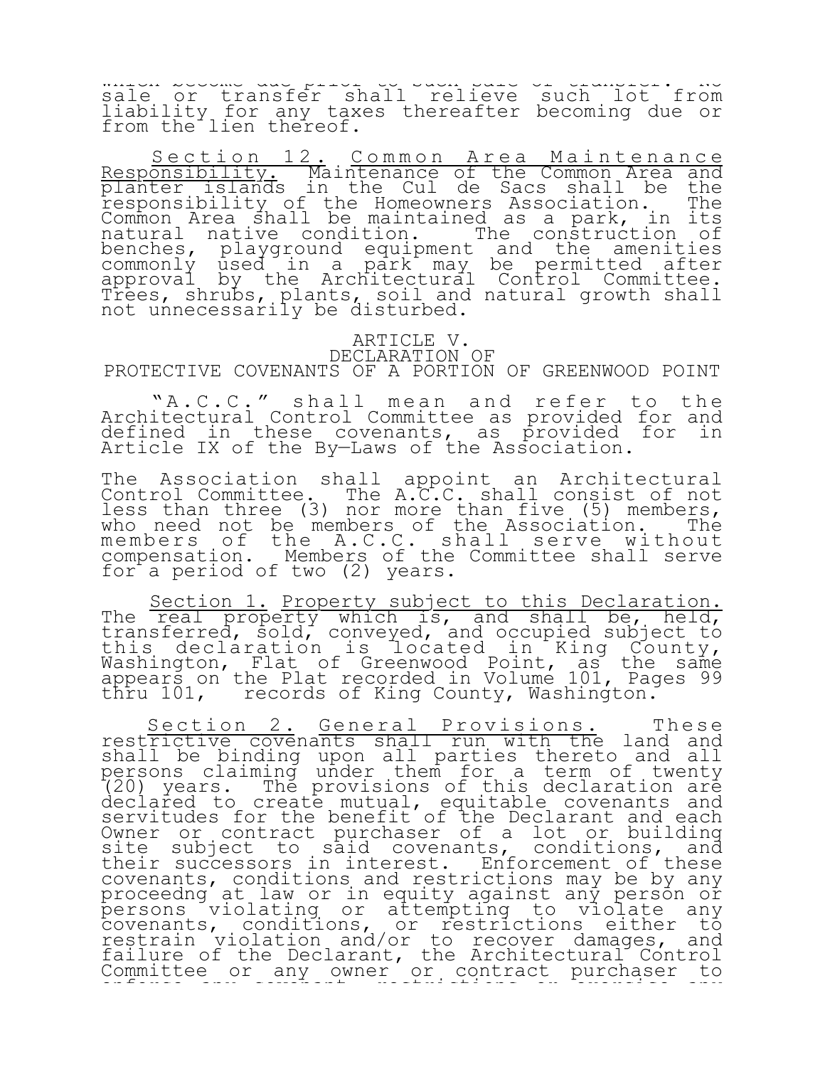which become due prior to such sale or transfer. No sale or transfer shall relieve such lot from liability for any taxes thereafter becoming due or from the lien thereof.

Section 12. Common Area Maintenance Responsibility. Maintenance of the Common Area and planter islands in the Cul de Sacs shall be the responsibility of the Homeowners Association. The Common Area shall be maintained as a park, in its natural native condition. The construction of benches, playground equipment and the amenities commonly used in a park may be permitted after approval by the Architectural Control Committee. Trees, shrubs, plants, soil and natural growth shall not unnecessarily be disturbed.

## ARTICLE V.
## DECLARATION OF
## PROTECTIVE COVENANTS OF A PORTION OF GREENWOOD POINT

"A.C.C." shall mean and refer to the Architectural Control Committee as provided for and defined in these covenants, as provided for in Article IX of the By—Laws of the Association.

The Association shall appoint an Architectural Control Committee. The A.C.C. shall consist of not less than three (3) nor more than five (5) members, who need not be members of the Association. The members of the A.C.C. shall serve without compensation. Members of the Committee shall serve for a period of two (2) years.

Section 1. Property subject to this Declaration. The real property which is, and shall be, held, transferred, sold, conveyed, and occupied subject to this declaration is located in King County, Washington, Flat of Greenwood Point, as the same appears on the Plat recorded in Volume 101, Pages 99 thru 101, records of King County, Washington.

Section 2. General Provisions. These restrictive covenants shall run with the land and shall be binding upon all parties thereto and all persons claiming under them for a term of twenty (20) years. The provisions of this declaration are declared to create mutual, equitable covenants and servitudes for the benefit of the Declarant and each Owner or contract purchaser of a lot or building site subject to said covenants, conditions, and their successors in interest. Enforcement of these covenants, conditions and restrictions may be by any proceedng at law or in equity against any person or persons violating or attempting to violate any covenants, conditions, or restrictions either to restrain violation and/or to recover damages, and failure of the Declarant, the Architectural Control Committee or any owner or contract purchaser to enforce any covenant, restrictions or exercise any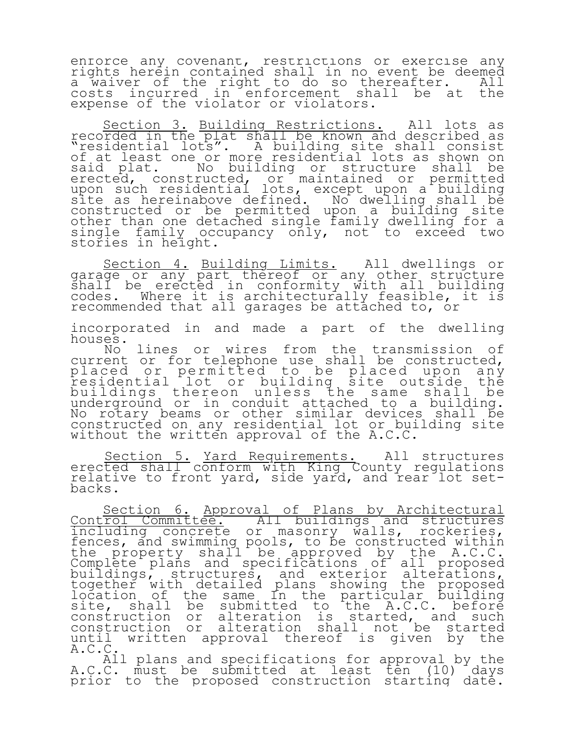enforce any covenant, restrictions or exercise any rights herein contained shall in no event be deemed a waiver of the right to do so thereafter. All costs incurred in enforcement shall be at the expense of the violator or violators.

<u>Section 3.</u> <u>Building Restrictions.</u> All lots as recorded in the plat shall be known and described as "residential lots". A building site shall consist of at least one or more residential lots as shown on said plat. No building or structure shall be erected, constructed, or maintained or permitted upon such residential lots, except upon a building site as hereinabove defined. No dwelling shall be constructed or be permitted upon a building site other than one detached single family dwelling for a single family occupancy only, not to exceed two stories in height.

<u>Section 4.</u> <u>Building Limits.</u> All dwellings or garage or any part thereof or any other structure shall be erected in conformity with all building codes. Where it is architecturally feasible, it is recommended that all garages be attached to, or incorporated in and made a part of the dwelling houses.

No lines or wires from the transmission of current or for telephone use shall be constructed, placed or permitted to be placed upon any residential lot or building site outside the buildings thereon unless the same shall be underground or in conduit attached to a building. No rotary beams or other similar devices shall be constructed on any residential lot or building site without the written approval of the A.C.C.

<u>Section 5.</u> <u>Yard Requirements.</u> All structures erected shall conform with King County regulations relative to front yard, side yard, and rear lot set-backs.

<u>Section 6.</u> <u>Approval of Plans by Architectural Control Committee.</u> All buildings and structures including concrete or masonry walls, rockeries, fences, and swimming pools, to be constructed within the property shall be approved by the A.C.C. Complete plans and specifications of all proposed buildings, structures, and exterior alterations, together with detailed plans showing the proposed location of the same In the particular building site, shall be submitted to the A.C.C. before construction or alteration is started, and such construction or alteration shall not be started until written approval thereof is given by the A.C.C.

All plans and specifications for approval by the A.C.C. must be submitted at least ten (10) days prior to the proposed construction starting date.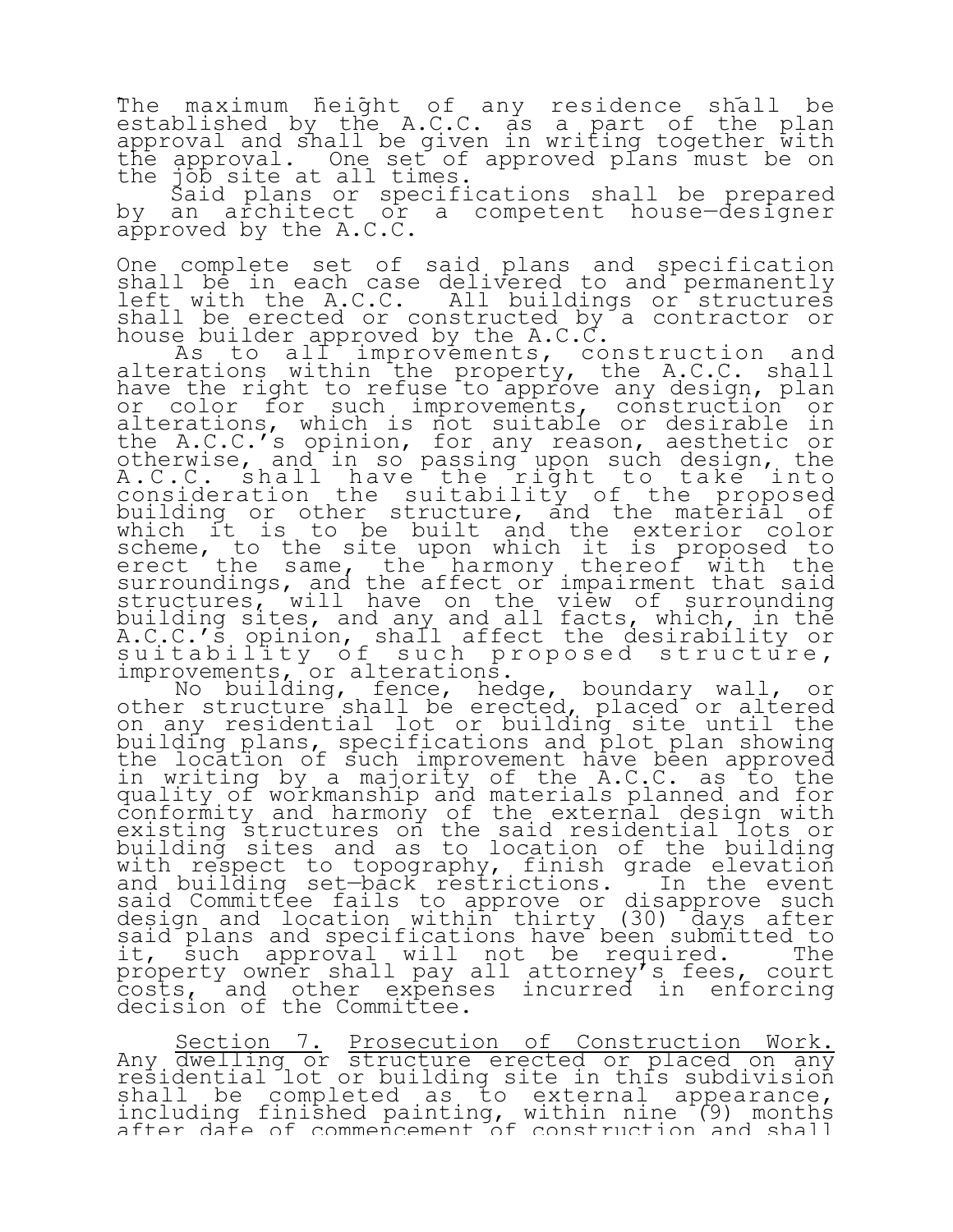The maximum height of any residence shall be established by the A.C.C. as a part of the plan approval and shall be given in writing together with the approval. One set of approved plans must be on the job site at all times.

Said plans or specifications shall be prepared by an architect or a competent house—designer approved by the A.C.C.

One complete set of said plans and specification shall be in each case delivered to and permanently left with the A.C.C. All buildings or structures shall be erected or constructed by a contractor or house builder approved by the A.C.C.

As to all improvements, construction and alterations within the property, the A.C.C. shall have the right to refuse to approve any design, plan or color for such improvements, construction or alterations, which is not suitable or desirable in the A.C.C.'s opinion, for any reason, aesthetic or otherwise, and in so passing upon such design, the A.C.C. shall have the right to take into consideration the suitability of the proposed building or other structure, and the material of which it is to be built and the exterior color scheme, to the site upon which it is proposed to erect the same, the harmony thereof with the surroundings, and the affect or impairment that said structures, will have on the view of surrounding building sites, and any and all facts, which, in the A.C.C.'s opinion, shall affect the desirability or suitability of such proposed structure, improvements, or alterations.

No building, fence, hedge, boundary wall, or other structure shall be erected, placed or altered on any residential lot or building site until the building plans, specifications and plot plan showing the location of such improvement have been approved in writing by a majority of the A.C.C. as to the quality of workmanship and materials planned and for conformity and harmony of the external design with existing structures on the said residential lots or building sites and as to location of the building with respect to topography, finish grade elevation and building set—back restrictions. In the event said Committee fails to approve or disapprove such design and location within thirty (30) days after said plans and specifications have been submitted to it, such approval will not be required. The property owner shall pay all attorney's fees, court costs, and other expenses incurred in enforcing decision of the Committee.

Section 7. Prosecution of Construction Work. Any dwelling or structure erected or placed on any residential lot or building site in this subdivision shall be completed as to external appearance, including finished painting, within nine (9) months after date of commencement of construction and shall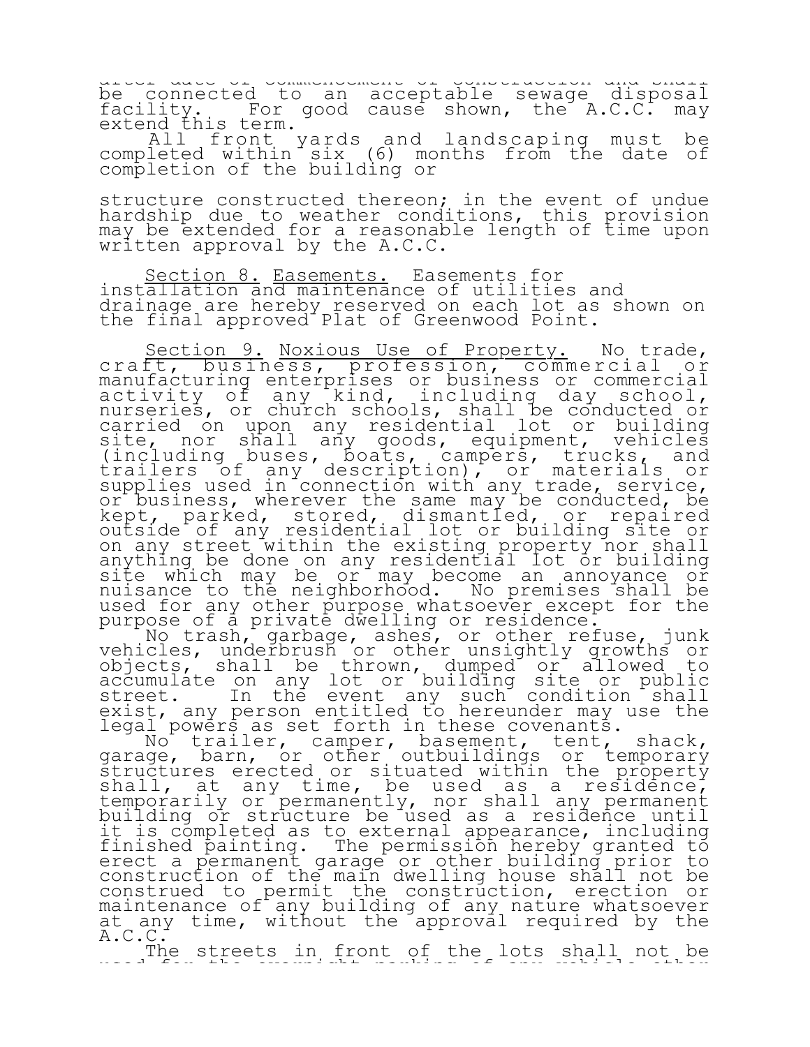after date of commencement of construction and shall be connected to an acceptable sewage disposal facility. For good cause shown, the A.C.C. may extend this term.

All front yards and landscaping must be completed within six (6) months from the date of completion of the building or

structure constructed thereon; in the event of undue hardship due to weather conditions, this provision may be extended for a reasonable length of time upon written approval by the A.C.C.

<u>Section 8.</u> <u>Easements.</u> Easements for installation and maintenance of utilities and drainage are hereby reserved on each lot as shown on the final approved Plat of Greenwood Point.

<u>Section 9.</u> <u>Noxious Use of Property.</u> No trade, craft, business, profession, commercial or manufacturing enterprises or business or commercial activity of any kind, including day school, nurseries, or church schools, shall be conducted or carried on upon any residential lot or building site, nor shall any goods, equipment, vehicles (including buses, boats, campers, trucks, and trailers of any description), or materials or supplies used in connection with any trade, service, or business, wherever the same may be conducted, be kept, parked, stored, dismantled, or repaired outside of any residential lot or building site or on any street within the existing property nor shall anything be done on any residential lot or building site which may be or may become an annoyance or nuisance to the neighborhood. No premises shall be used for any other purpose whatsoever except for the purpose of a private dwelling or residence.

No trash, garbage, ashes, or other refuse, junk vehicles, underbrush or other unsightly growths or objects, shall be thrown, dumped or allowed to accumulate on any lot or building site or public street. In the event any such condition shall exist, any person entitled to hereunder may use the legal powers as set forth in these covenants.

No trailer, camper, basement, tent, shack, garage, barn, or other outbuildings or temporary structures erected or situated within the property shall, at any time, be used as a residence, temporarily or permanently, nor shall any permanent building or structure be used as a residence until it is completed as to external appearance, including finished painting. The permission hereby granted to erect a permanent garage or other building prior to construction of the main dwelling house shall not be construed to permit the construction, erection or maintenance of any building of any nature whatsoever at any time, without the approval required by the A.C.C.

The streets in front of the lots shall not be used for the overnight parking of any vehicle other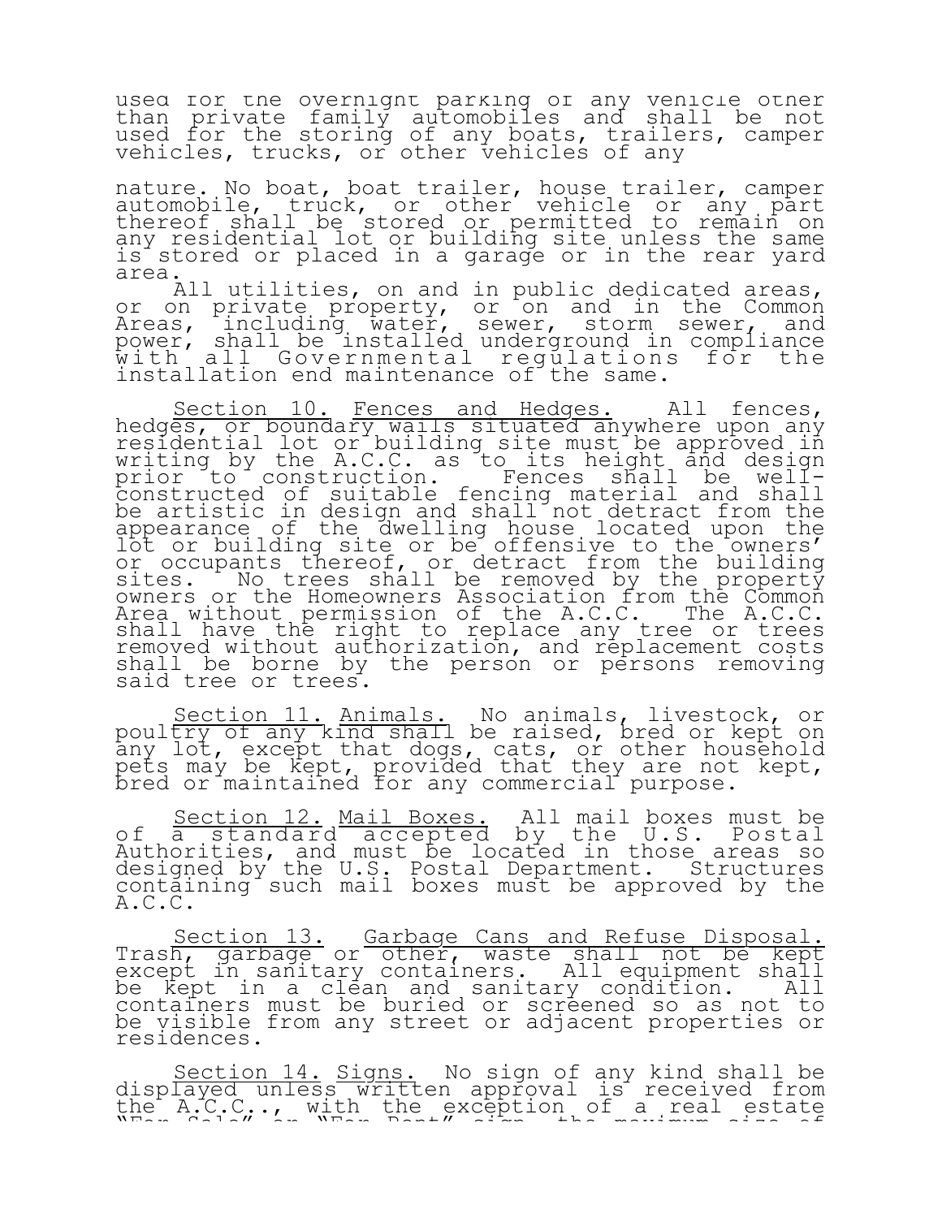used for the overnight parking of any vehicle other than private family automobiles and shall be not used for the storing of any boats, trailers, camper vehicles, trucks, or other vehicles of any

nature. No boat, boat trailer, house trailer, camper automobile, truck, or other vehicle or any part thereof shall be stored or permitted to remain on any residential lot or building site unless the same is stored or placed in a garage or in the rear yard area.

All utilities, on and in public dedicated areas, or on private property, or on and in the Common Areas, including water, sewer, storm sewer, and power, shall be installed underground in compliance with all Governmental regulations for the installation end maintenance of the same.

<u>Section 10.</u> <u>Fences and Hedges.</u> All fences, hedges, or boundary walls situated anywhere upon any residential lot or building site must be approved in writing by the A.C.C. as to its height and design prior to construction. Fences shall be well-constructed of suitable fencing material and shall be artistic in design and shall not detract from the appearance of the dwelling house located upon the lot or building site or be offensive to the owners' or occupants thereof, or detract from the building sites. No trees shall be removed by the property owners or the Homeowners Association from the Common Area without permission of the A.C.C. The A.C.C. shall have the right to replace any tree or trees removed without authorization, and replacement costs shall be borne by the person or persons removing said tree or trees.

<u>Section 11.</u> <u>Animals.</u> No animals, livestock, or poultry of any kind shall be raised, bred or kept on any lot, except that dogs, cats, or other household pets may be kept, provided that they are not kept, bred or maintained for any commercial purpose.

<u>Section 12.</u> <u>Mail Boxes.</u> All mail boxes must be of a standard accepted by the U.S. Postal Authorities, and must be located in those areas so designed by the U.S. Postal Department. Structures containing such mail boxes must be approved by the A.C.C.

<u>Section 13.</u> <u>Garbage Cans and Refuse Disposal.</u> Trash, garbage or other, waste shall not be kept except in sanitary containers. All equipment shall be kept in a clean and sanitary condition. All containers must be buried or screened so as not to be visible from any street or adjacent properties or residences.

<u>Section 14.</u> <u>Signs.</u> No sign of any kind shall be displayed unless written approval is received from the A.C.C.., with the exception of a real estate "For Sale" or "For Rent" sign, the maximum size of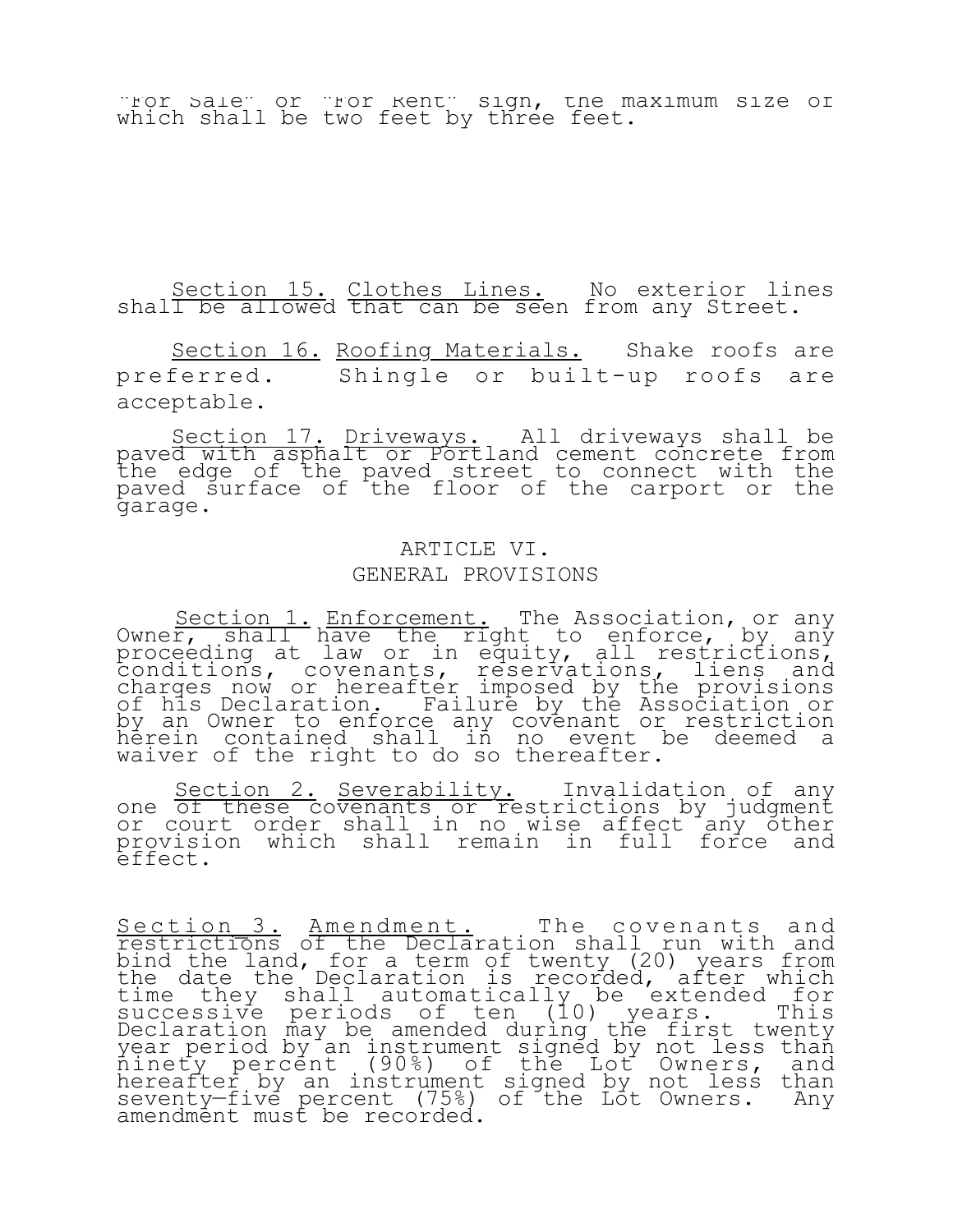"For Sale" or "For Rent" sign, the maximum size of which shall be two feet by three feet.

Section 15. Clothes Lines. No exterior lines shall be allowed that can be seen from any Street.

Section 16. Roofing Materials. Shake roofs are preferred. Shingle or built-up roofs are acceptable.

Section 17. Driveways. All driveways shall be paved with asphalt or Portland cement concrete from the edge of the paved street to connect with the paved surface of the floor of the carport or the garage.

## ARTICLE VI.
## GENERAL PROVISIONS

Section 1. Enforcement. The Association, or any Owner, shall have the right to enforce, by any proceeding at law or in equity, all restrictions, conditions, covenants, reservations, liens and charges now or hereafter imposed by the provisions of his Declaration. Failure by the Association or by an Owner to enforce any covenant or restriction herein contained shall in no event be deemed a waiver of the right to do so thereafter.

Section 2. Severability. Invalidation of any one of these covenants or restrictions by judgment or court order shall in no wise affect any other provision which shall remain in full force and effect.

Section 3. Amendment. The covenants and restrictions of the Declaration shall run with and bind the land, for a term of twenty (20) years from the date the Declaration is recorded, after which time they shall automatically be extended for successive periods of ten (10) years. This Declaration may be amended during the first twenty year period by an instrument signed by not less than ninety percent (90%) of the Lot Owners, and hereafter by an instrument signed by not less than seventy-five percent (75%) of the Lot Owners. Any amendment must be recorded.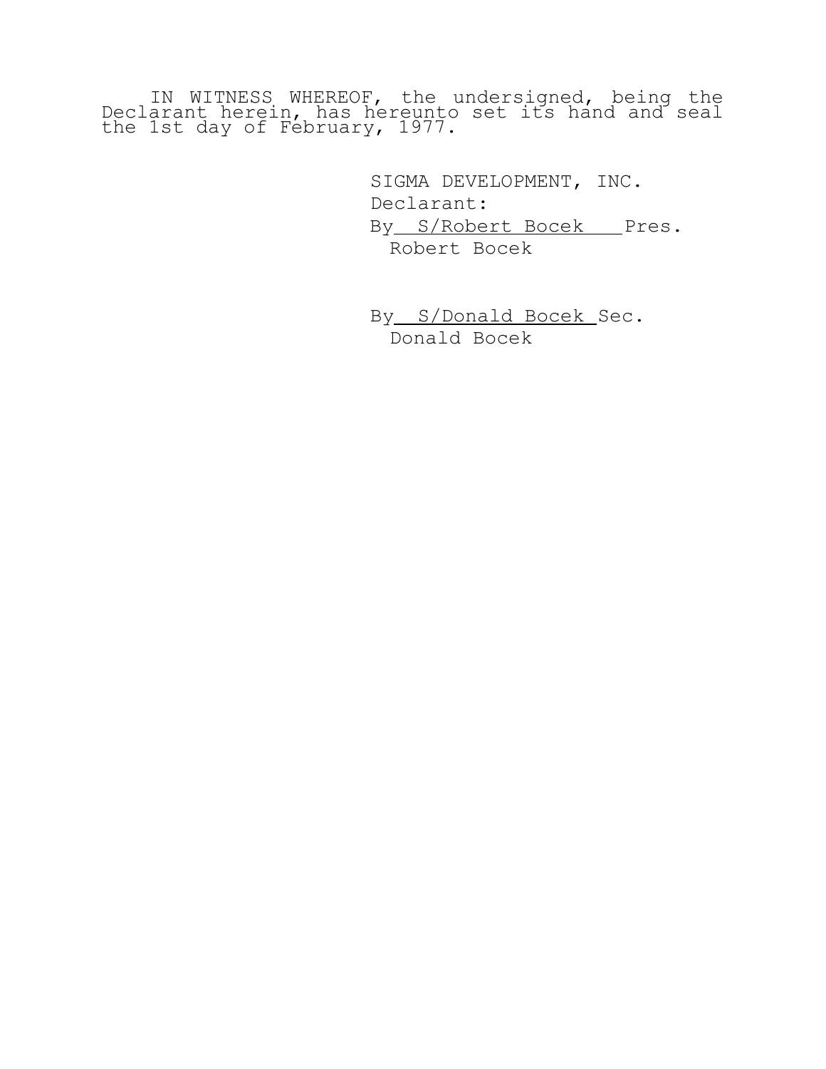IN WITNESS WHEREOF, the undersigned, being the Declarant herein, has hereunto set its hand and seal the 1st day of February, 1977.

SIGMA DEVELOPMENT, INC.
Declarant:
By S/Robert Bocek Pres.
Robert Bocek

By S/Donald Bocek Sec.
Donald Bocek